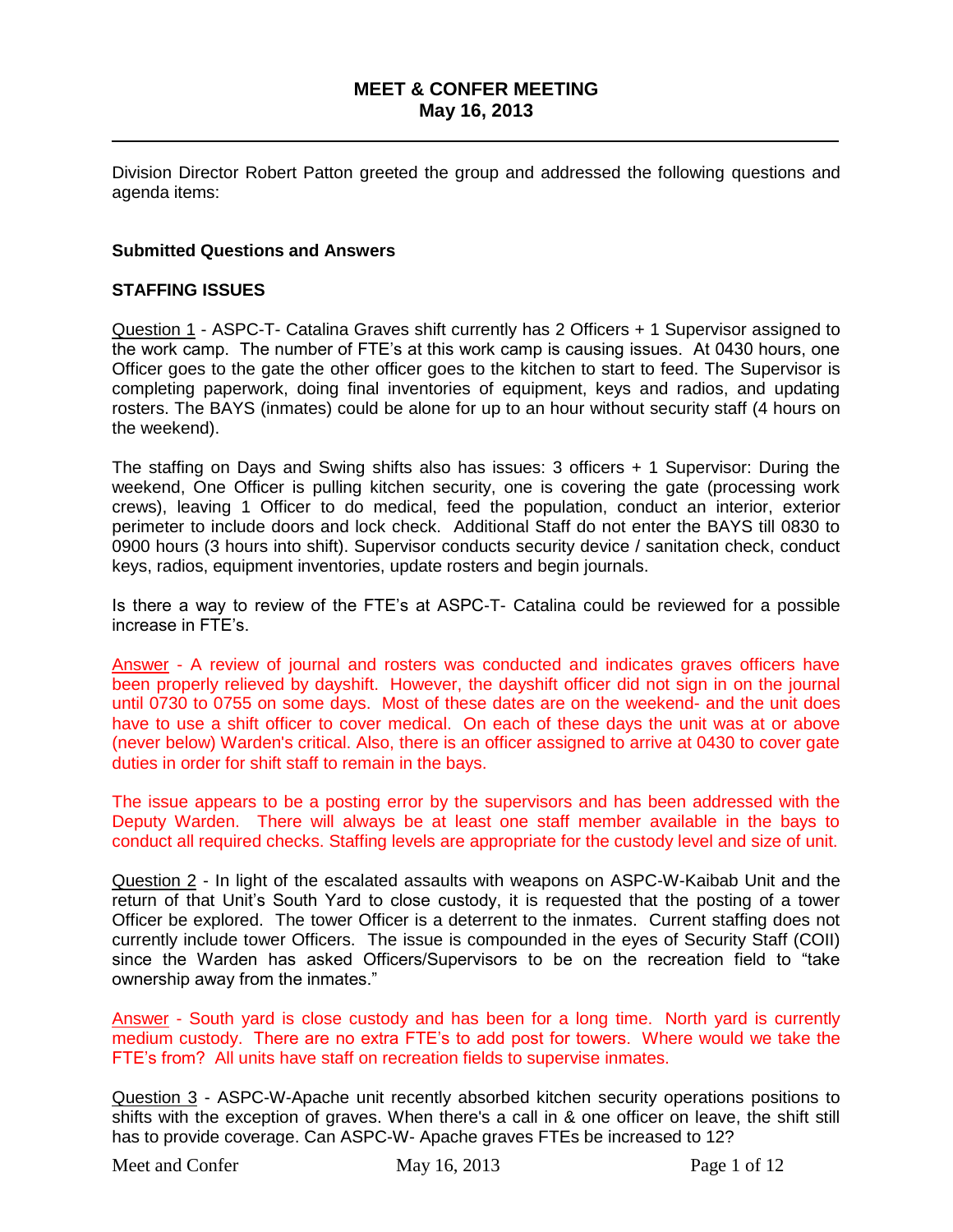# MEET & CONFER MEETING
## May 16, 2013

Division Director Robert Patton greeted the group and addressed the following questions and agenda items:

**Submitted Questions and Answers**

**STAFFING ISSUES**

Question 1 - ASPC-T- Catalina Graves shift currently has 2 Officers + 1 Supervisor assigned to the work camp. The number of FTE's at this work camp is causing issues. At 0430 hours, one Officer goes to the gate the other officer goes to the kitchen to start to feed. The Supervisor is completing paperwork, doing final inventories of equipment, keys and radios, and updating rosters. The BAYS (inmates) could be alone for up to an hour without security staff (4 hours on the weekend).

The staffing on Days and Swing shifts also has issues: 3 officers + 1 Supervisor: During the weekend, One Officer is pulling kitchen security, one is covering the gate (processing work crews), leaving 1 Officer to do medical, feed the population, conduct an interior, exterior perimeter to include doors and lock check. Additional Staff do not enter the BAYS till 0830 to 0900 hours (3 hours into shift). Supervisor conducts security device / sanitation check, conduct keys, radios, equipment inventories, update rosters and begin journals.

Is there a way to review of the FTE's at ASPC-T- Catalina could be reviewed for a possible increase in FTE's.

Answer - A review of journal and rosters was conducted and indicates graves officers have been properly relieved by dayshift. However, the dayshift officer did not sign in on the journal until 0730 to 0755 on some days. Most of these dates are on the weekend- and the unit does have to use a shift officer to cover medical. On each of these days the unit was at or above (never below) Warden's critical. Also, there is an officer assigned to arrive at 0430 to cover gate duties in order for shift staff to remain in the bays.

The issue appears to be a posting error by the supervisors and has been addressed with the Deputy Warden. There will always be at least one staff member available in the bays to conduct all required checks. Staffing levels are appropriate for the custody level and size of unit.

Question 2 - In light of the escalated assaults with weapons on ASPC-W-Kaibab Unit and the return of that Unit's South Yard to close custody, it is requested that the posting of a tower Officer be explored. The tower Officer is a deterrent to the inmates. Current staffing does not currently include tower Officers. The issue is compounded in the eyes of Security Staff (COII) since the Warden has asked Officers/Supervisors to be on the recreation field to "take ownership away from the inmates."

Answer - South yard is close custody and has been for a long time. North yard is currently medium custody. There are no extra FTE's to add post for towers. Where would we take the FTE's from? All units have staff on recreation fields to supervise inmates.

Question 3 - ASPC-W-Apache unit recently absorbed kitchen security operations positions to shifts with the exception of graves. When there's a call in & one officer on leave, the shift still has to provide coverage. Can ASPC-W- Apache graves FTEs be increased to 12?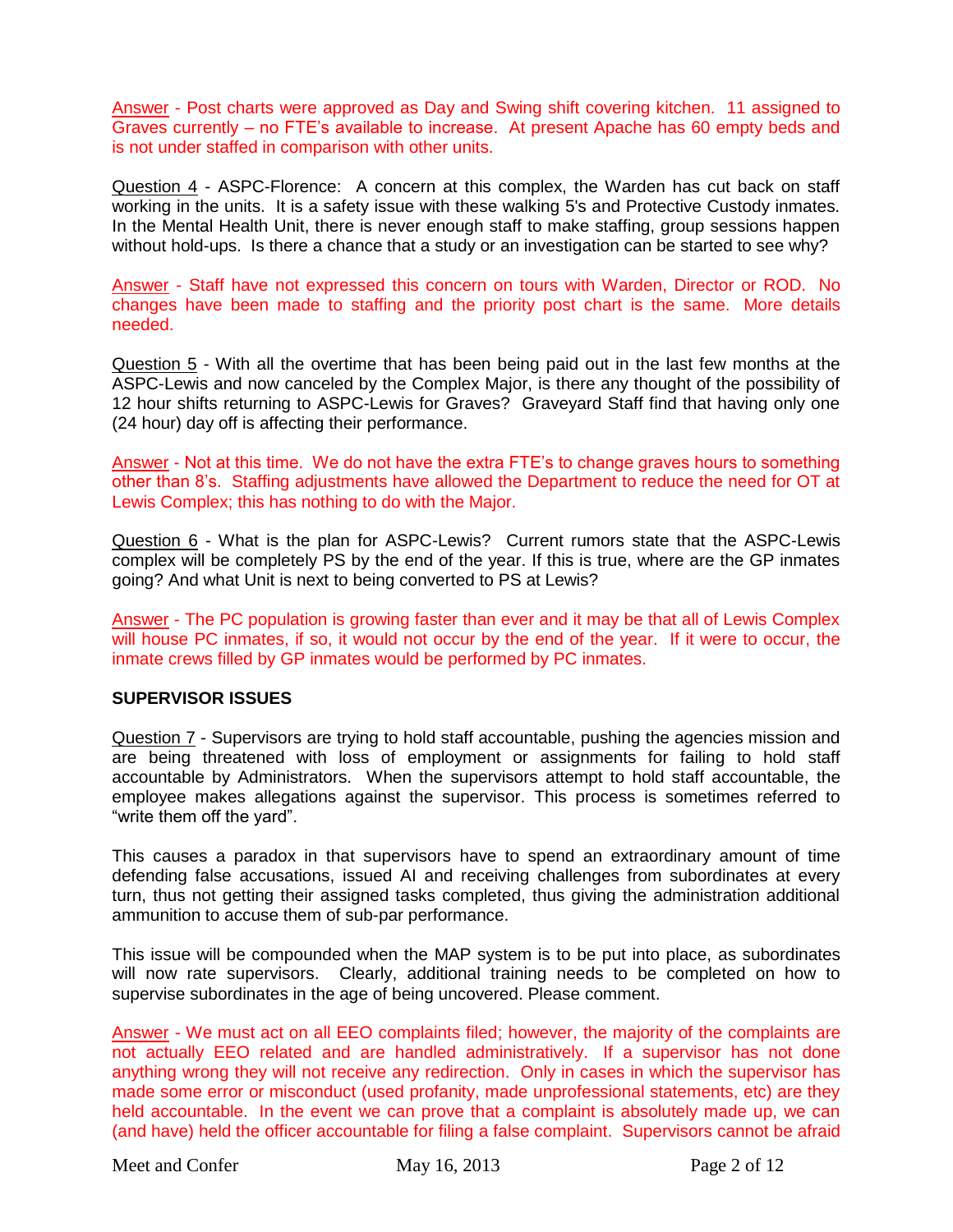Answer - Post charts were approved as Day and Swing shift covering kitchen. 11 assigned to Graves currently – no FTE's available to increase. At present Apache has 60 empty beds and is not under staffed in comparison with other units.

Question 4 - ASPC-Florence: A concern at this complex, the Warden has cut back on staff working in the units. It is a safety issue with these walking 5's and Protective Custody inmates. In the Mental Health Unit, there is never enough staff to make staffing, group sessions happen without hold-ups. Is there a chance that a study or an investigation can be started to see why?

Answer - Staff have not expressed this concern on tours with Warden, Director or ROD. No changes have been made to staffing and the priority post chart is the same. More details needed.

Question 5 - With all the overtime that has been being paid out in the last few months at the ASPC-Lewis and now canceled by the Complex Major, is there any thought of the possibility of 12 hour shifts returning to ASPC-Lewis for Graves? Graveyard Staff find that having only one (24 hour) day off is affecting their performance.

Answer - Not at this time. We do not have the extra FTE's to change graves hours to something other than 8's. Staffing adjustments have allowed the Department to reduce the need for OT at Lewis Complex; this has nothing to do with the Major.

Question 6 - What is the plan for ASPC-Lewis? Current rumors state that the ASPC-Lewis complex will be completely PS by the end of the year. If this is true, where are the GP inmates going? And what Unit is next to being converted to PS at Lewis?

Answer - The PC population is growing faster than ever and it may be that all of Lewis Complex will house PC inmates, if so, it would not occur by the end of the year. If it were to occur, the inmate crews filled by GP inmates would be performed by PC inmates.

**SUPERVISOR ISSUES**

Question 7 - Supervisors are trying to hold staff accountable, pushing the agencies mission and are being threatened with loss of employment or assignments for failing to hold staff accountable by Administrators. When the supervisors attempt to hold staff accountable, the employee makes allegations against the supervisor. This process is sometimes referred to "write them off the yard".

This causes a paradox in that supervisors have to spend an extraordinary amount of time defending false accusations, issued AI and receiving challenges from subordinates at every turn, thus not getting their assigned tasks completed, thus giving the administration additional ammunition to accuse them of sub-par performance.

This issue will be compounded when the MAP system is to be put into place, as subordinates will now rate supervisors. Clearly, additional training needs to be completed on how to supervise subordinates in the age of being uncovered. Please comment.

Answer - We must act on all EEO complaints filed; however, the majority of the complaints are not actually EEO related and are handled administratively. If a supervisor has not done anything wrong they will not receive any redirection. Only in cases in which the supervisor has made some error or misconduct (used profanity, made unprofessional statements, etc) are they held accountable. In the event we can prove that a complaint is absolutely made up, we can (and have) held the officer accountable for filing a false complaint. Supervisors cannot be afraid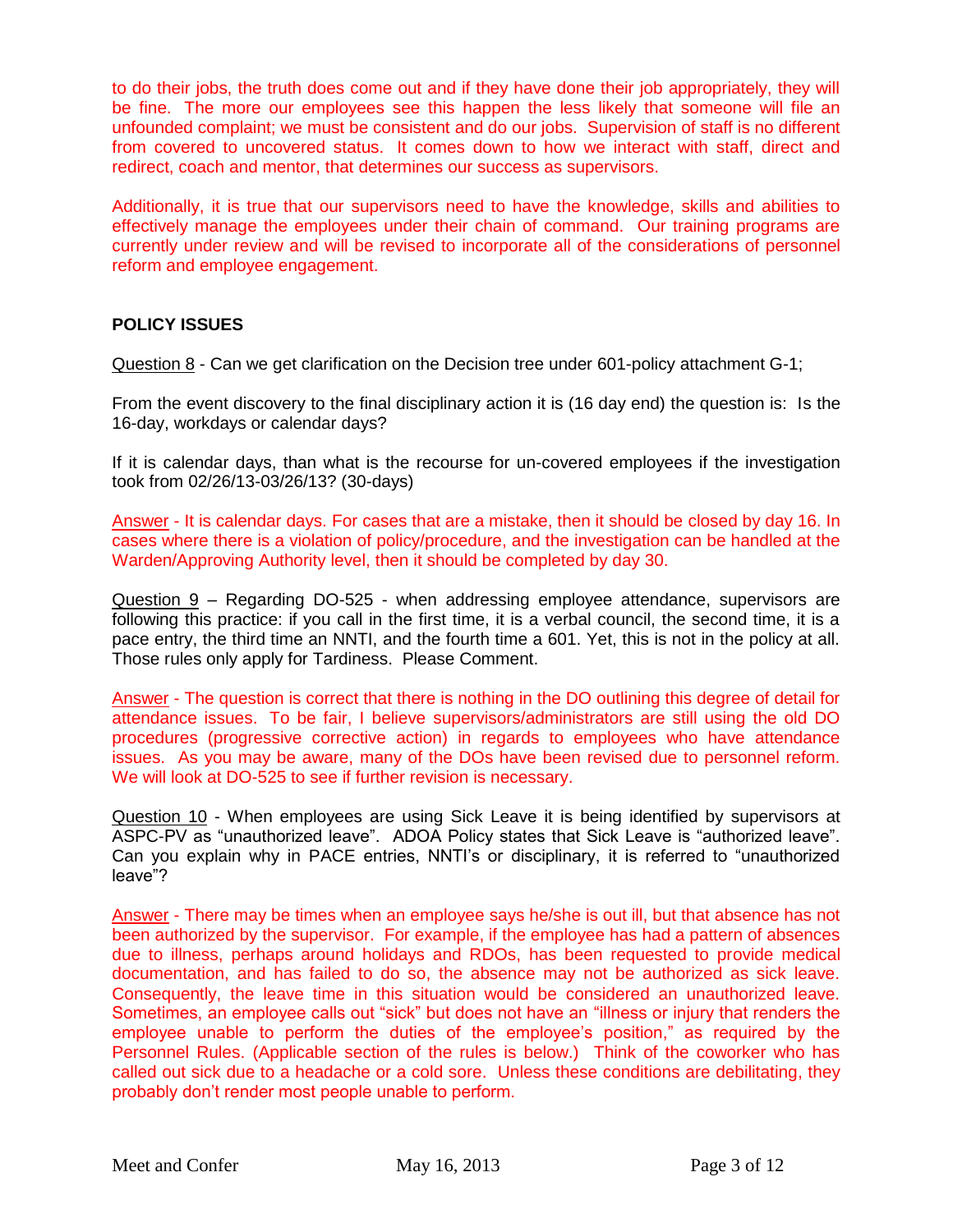to do their jobs, the truth does come out and if they have done their job appropriately, they will be fine. The more our employees see this happen the less likely that someone will file an unfounded complaint; we must be consistent and do our jobs. Supervision of staff is no different from covered to uncovered status. It comes down to how we interact with staff, direct and redirect, coach and mentor, that determines our success as supervisors.

Additionally, it is true that our supervisors need to have the knowledge, skills and abilities to effectively manage the employees under their chain of command. Our training programs are currently under review and will be revised to incorporate all of the considerations of personnel reform and employee engagement.

**POLICY ISSUES**

Question 8 - Can we get clarification on the Decision tree under 601-policy attachment G-1;

From the event discovery to the final disciplinary action it is (16 day end) the question is: Is the 16-day, workdays or calendar days?

If it is calendar days, than what is the recourse for un-covered employees if the investigation took from 02/26/13-03/26/13? (30-days)

Answer - It is calendar days. For cases that are a mistake, then it should be closed by day 16. In cases where there is a violation of policy/procedure, and the investigation can be handled at the Warden/Approving Authority level, then it should be completed by day 30.

Question 9 – Regarding DO-525 - when addressing employee attendance, supervisors are following this practice: if you call in the first time, it is a verbal council, the second time, it is a pace entry, the third time an NNTI, and the fourth time a 601. Yet, this is not in the policy at all. Those rules only apply for Tardiness. Please Comment.

Answer - The question is correct that there is nothing in the DO outlining this degree of detail for attendance issues. To be fair, I believe supervisors/administrators are still using the old DO procedures (progressive corrective action) in regards to employees who have attendance issues. As you may be aware, many of the DOs have been revised due to personnel reform. We will look at DO-525 to see if further revision is necessary.

Question 10 - When employees are using Sick Leave it is being identified by supervisors at ASPC-PV as "unauthorized leave". ADOA Policy states that Sick Leave is "authorized leave". Can you explain why in PACE entries, NNTI's or disciplinary, it is referred to "unauthorized leave"?

Answer - There may be times when an employee says he/she is out ill, but that absence has not been authorized by the supervisor. For example, if the employee has had a pattern of absences due to illness, perhaps around holidays and RDOs, has been requested to provide medical documentation, and has failed to do so, the absence may not be authorized as sick leave. Consequently, the leave time in this situation would be considered an unauthorized leave. Sometimes, an employee calls out "sick" but does not have an "illness or injury that renders the employee unable to perform the duties of the employee's position," as required by the Personnel Rules. (Applicable section of the rules is below.) Think of the coworker who has called out sick due to a headache or a cold sore. Unless these conditions are debilitating, they probably don't render most people unable to perform.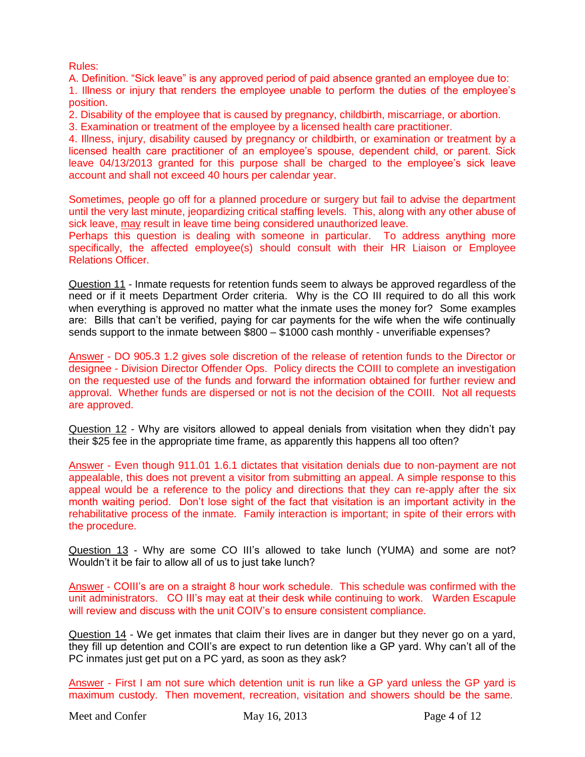Rules:

A. Definition. "Sick leave" is any approved period of paid absence granted an employee due to:

1. Illness or injury that renders the employee unable to perform the duties of the employee's position.
2. Disability of the employee that is caused by pregnancy, childbirth, miscarriage, or abortion.
3. Examination or treatment of the employee by a licensed health care practitioner.
4. Illness, injury, disability caused by pregnancy or childbirth, or examination or treatment by a licensed health care practitioner of an employee's spouse, dependent child, or parent. Sick leave 04/13/2013 granted for this purpose shall be charged to the employee's sick leave account and shall not exceed 40 hours per calendar year.

Sometimes, people go off for a planned procedure or surgery but fail to advise the department until the very last minute, jeopardizing critical staffing levels. This, along with any other abuse of sick leave, may result in leave time being considered unauthorized leave.

Perhaps this question is dealing with someone in particular. To address anything more specifically, the affected employee(s) should consult with their HR Liaison or Employee Relations Officer.

Question 11 - Inmate requests for retention funds seem to always be approved regardless of the need or if it meets Department Order criteria. Why is the CO III required to do all this work when everything is approved no matter what the inmate uses the money for? Some examples are: Bills that can't be verified, paying for car payments for the wife when the wife continually sends support to the inmate between $800 – $1000 cash monthly - unverifiable expenses?

Answer - DO 905.3 1.2 gives sole discretion of the release of retention funds to the Director or designee - Division Director Offender Ops. Policy directs the COIII to complete an investigation on the requested use of the funds and forward the information obtained for further review and approval. Whether funds are dispersed or not is not the decision of the COIII. Not all requests are approved.

Question 12 - Why are visitors allowed to appeal denials from visitation when they didn't pay their $25 fee in the appropriate time frame, as apparently this happens all too often?

Answer - Even though 911.01 1.6.1 dictates that visitation denials due to non-payment are not appealable, this does not prevent a visitor from submitting an appeal. A simple response to this appeal would be a reference to the policy and directions that they can re-apply after the six month waiting period. Don't lose sight of the fact that visitation is an important activity in the rehabilitative process of the inmate. Family interaction is important; in spite of their errors with the procedure.

Question 13 - Why are some CO III's allowed to take lunch (YUMA) and some are not? Wouldn't it be fair to allow all of us to just take lunch?

Answer - COIII's are on a straight 8 hour work schedule. This schedule was confirmed with the unit administrators. CO III's may eat at their desk while continuing to work. Warden Escapule will review and discuss with the unit COIV's to ensure consistent compliance.

Question 14 - We get inmates that claim their lives are in danger but they never go on a yard, they fill up detention and COII's are expect to run detention like a GP yard. Why can't all of the PC inmates just get put on a PC yard, as soon as they ask?

Answer - First I am not sure which detention unit is run like a GP yard unless the GP yard is maximum custody. Then movement, recreation, visitation and showers should be the same.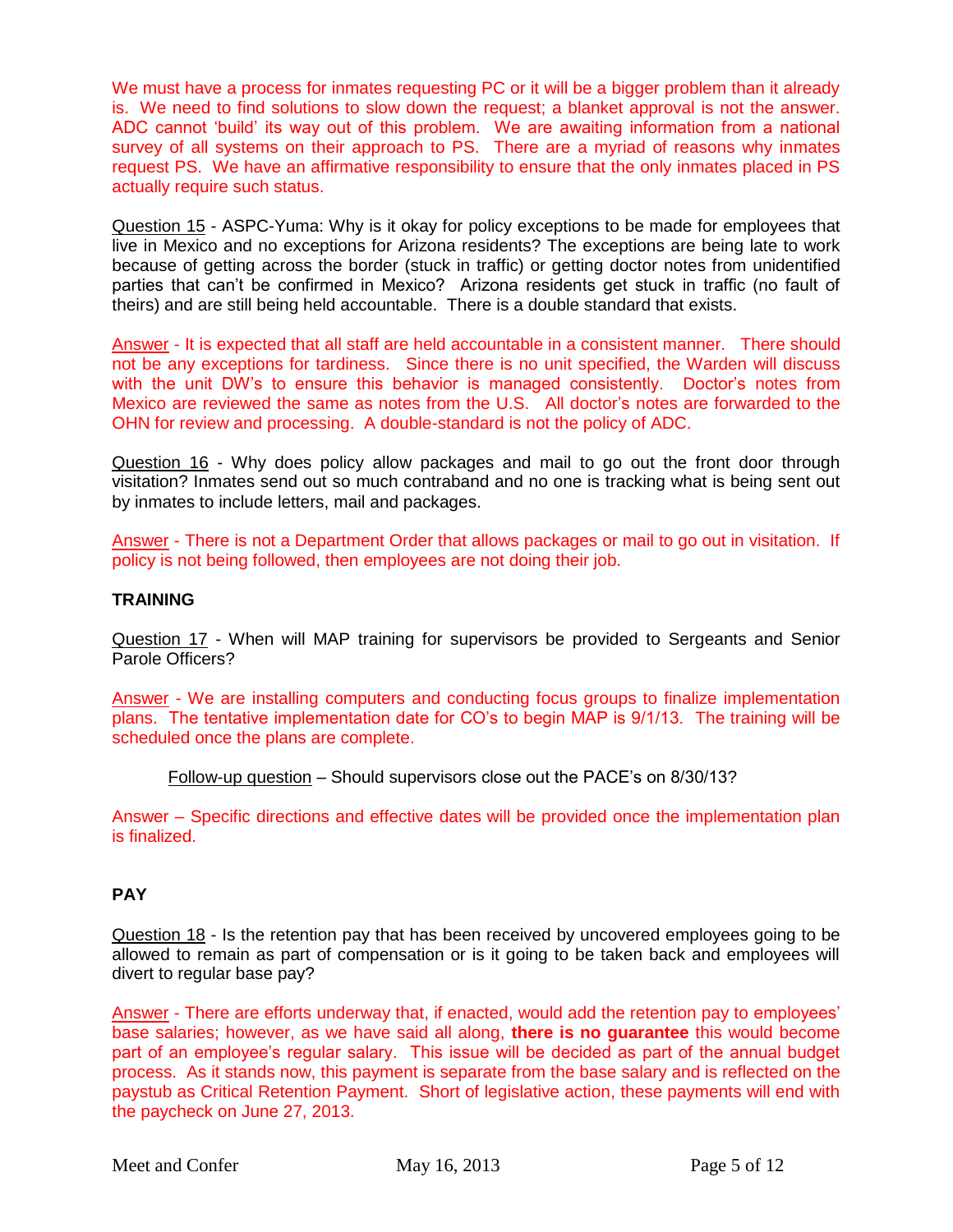We must have a process for inmates requesting PC or it will be a bigger problem than it already is. We need to find solutions to slow down the request; a blanket approval is not the answer. ADC cannot 'build' its way out of this problem. We are awaiting information from a national survey of all systems on their approach to PS. There are a myriad of reasons why inmates request PS. We have an affirmative responsibility to ensure that the only inmates placed in PS actually require such status.

Question 15 - ASPC-Yuma: Why is it okay for policy exceptions to be made for employees that live in Mexico and no exceptions for Arizona residents? The exceptions are being late to work because of getting across the border (stuck in traffic) or getting doctor notes from unidentified parties that can't be confirmed in Mexico? Arizona residents get stuck in traffic (no fault of theirs) and are still being held accountable. There is a double standard that exists.

Answer - It is expected that all staff are held accountable in a consistent manner. There should not be any exceptions for tardiness. Since there is no unit specified, the Warden will discuss with the unit DW's to ensure this behavior is managed consistently. Doctor's notes from Mexico are reviewed the same as notes from the U.S. All doctor's notes are forwarded to the OHN for review and processing. A double-standard is not the policy of ADC.

Question 16 - Why does policy allow packages and mail to go out the front door through visitation? Inmates send out so much contraband and no one is tracking what is being sent out by inmates to include letters, mail and packages.

Answer - There is not a Department Order that allows packages or mail to go out in visitation. If policy is not being followed, then employees are not doing their job.

**TRAINING**

Question 17 - When will MAP training for supervisors be provided to Sergeants and Senior Parole Officers?

Answer - We are installing computers and conducting focus groups to finalize implementation plans. The tentative implementation date for CO's to begin MAP is 9/1/13. The training will be scheduled once the plans are complete.

> Follow-up question – Should supervisors close out the PACE's on 8/30/13?

Answer – Specific directions and effective dates will be provided once the implementation plan is finalized.

**PAY**

Question 18 - Is the retention pay that has been received by uncovered employees going to be allowed to remain as part of compensation or is it going to be taken back and employees will divert to regular base pay?

Answer - There are efforts underway that, if enacted, would add the retention pay to employees' base salaries; however, as we have said all along, **there is no guarantee** this would become part of an employee's regular salary. This issue will be decided as part of the annual budget process. As it stands now, this payment is separate from the base salary and is reflected on the paystub as Critical Retention Payment. Short of legislative action, these payments will end with the paycheck on June 27, 2013.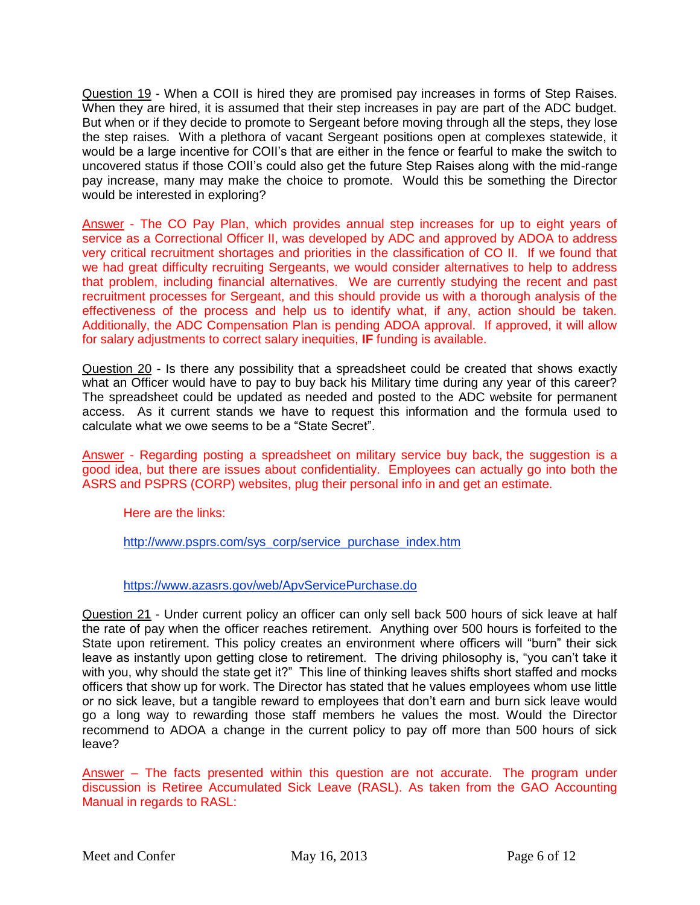<u>Question 19</u> - When a COII is hired they are promised pay increases in forms of Step Raises. When they are hired, it is assumed that their step increases in pay are part of the ADC budget. But when or if they decide to promote to Sergeant before moving through all the steps, they lose the step raises. With a plethora of vacant Sergeant positions open at complexes statewide, it would be a large incentive for COII's that are either in the fence or fearful to make the switch to uncovered status if those COII's could also get the future Step Raises along with the mid-range pay increase, many may make the choice to promote. Would this be something the Director would be interested in exploring?

<u>Answer</u> - The CO Pay Plan, which provides annual step increases for up to eight years of service as a Correctional Officer II, was developed by ADC and approved by ADOA to address very critical recruitment shortages and priorities in the classification of CO II. If we found that we had great difficulty recruiting Sergeants, we would consider alternatives to help to address that problem, including financial alternatives. We are currently studying the recent and past recruitment processes for Sergeant, and this should provide us with a thorough analysis of the effectiveness of the process and help us to identify what, if any, action should be taken. Additionally, the ADC Compensation Plan is pending ADOA approval. If approved, it will allow for salary adjustments to correct salary inequities, **IF** funding is available.

<u>Question 20</u> - Is there any possibility that a spreadsheet could be created that shows exactly what an Officer would have to pay to buy back his Military time during any year of this career? The spreadsheet could be updated as needed and posted to the ADC website for permanent access. As it current stands we have to request this information and the formula used to calculate what we owe seems to be a "State Secret".

<u>Answer</u> - Regarding posting a spreadsheet on military service buy back, the suggestion is a good idea, but there are issues about confidentiality. Employees can actually go into both the ASRS and PSPRS (CORP) websites, plug their personal info in and get an estimate.

Here are the links:

http://www.psprs.com/sys_corp/service_purchase_index.htm

https://www.azasrs.gov/web/ApvServicePurchase.do

<u>Question 21</u> - Under current policy an officer can only sell back 500 hours of sick leave at half the rate of pay when the officer reaches retirement. Anything over 500 hours is forfeited to the State upon retirement. This policy creates an environment where officers will "burn" their sick leave as instantly upon getting close to retirement. The driving philosophy is, "you can't take it with you, why should the state get it?" This line of thinking leaves shifts short staffed and mocks officers that show up for work. The Director has stated that he values employees whom use little or no sick leave, but a tangible reward to employees that don't earn and burn sick leave would go a long way to rewarding those staff members he values the most. Would the Director recommend to ADOA a change in the current policy to pay off more than 500 hours of sick leave?

<u>Answer</u> – The facts presented within this question are not accurate. The program under discussion is Retiree Accumulated Sick Leave (RASL). As taken from the GAO Accounting Manual in regards to RASL: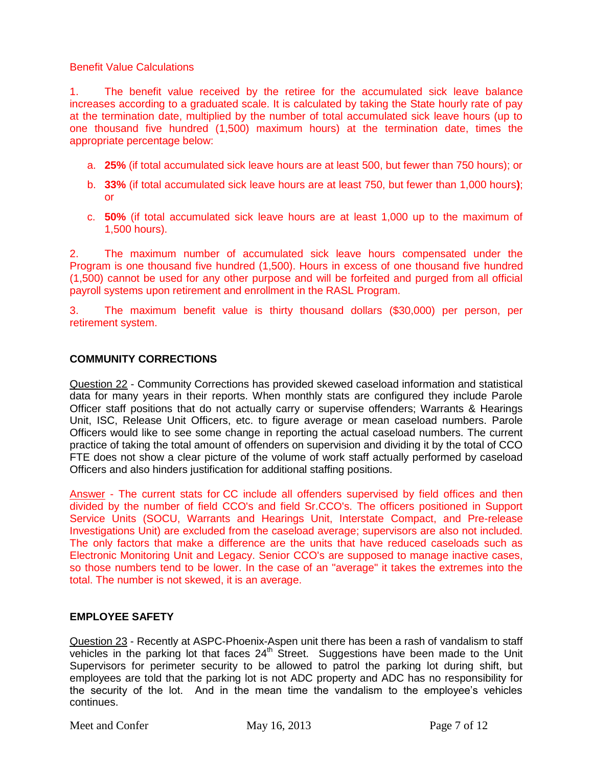Benefit Value Calculations

1. The benefit value received by the retiree for the accumulated sick leave balance increases according to a graduated scale. It is calculated by taking the State hourly rate of pay at the termination date, multiplied by the number of total accumulated sick leave hours (up to one thousand five hundred (1,500) maximum hours) at the termination date, times the appropriate percentage below:

   a. **25%** (if total accumulated sick leave hours are at least 500, but fewer than 750 hours); or

   b. **33%** (if total accumulated sick leave hours are at least 750, but fewer than 1,000 hours**)**; or

   c. **50%** (if total accumulated sick leave hours are at least 1,000 up to the maximum of 1,500 hours).

2. The maximum number of accumulated sick leave hours compensated under the Program is one thousand five hundred (1,500). Hours in excess of one thousand five hundred (1,500) cannot be used for any other purpose and will be forfeited and purged from all official payroll systems upon retirement and enrollment in the RASL Program.

3. The maximum benefit value is thirty thousand dollars ($30,000) per person, per retirement system.

## COMMUNITY CORRECTIONS

Question 22 - Community Corrections has provided skewed caseload information and statistical data for many years in their reports. When monthly stats are configured they include Parole Officer staff positions that do not actually carry or supervise offenders; Warrants & Hearings Unit, ISC, Release Unit Officers, etc. to figure average or mean caseload numbers. Parole Officers would like to see some change in reporting the actual caseload numbers. The current practice of taking the total amount of offenders on supervision and dividing it by the total of CCO FTE does not show a clear picture of the volume of work staff actually performed by caseload Officers and also hinders justification for additional staffing positions.

Answer - The current stats for CC include all offenders supervised by field offices and then divided by the number of field CCO's and field Sr.CCO's. The officers positioned in Support Service Units (SOCU, Warrants and Hearings Unit, Interstate Compact, and Pre-release Investigations Unit) are excluded from the caseload average; supervisors are also not included. The only factors that make a difference are the units that have reduced caseloads such as Electronic Monitoring Unit and Legacy. Senior CCO's are supposed to manage inactive cases, so those numbers tend to be lower. In the case of an "average" it takes the extremes into the total. The number is not skewed, it is an average.

## EMPLOYEE SAFETY

Question 23 - Recently at ASPC-Phoenix-Aspen unit there has been a rash of vandalism to staff vehicles in the parking lot that faces 24th Street. Suggestions have been made to the Unit Supervisors for perimeter security to be allowed to patrol the parking lot during shift, but employees are told that the parking lot is not ADC property and ADC has no responsibility for the security of the lot. And in the mean time the vandalism to the employee's vehicles continues.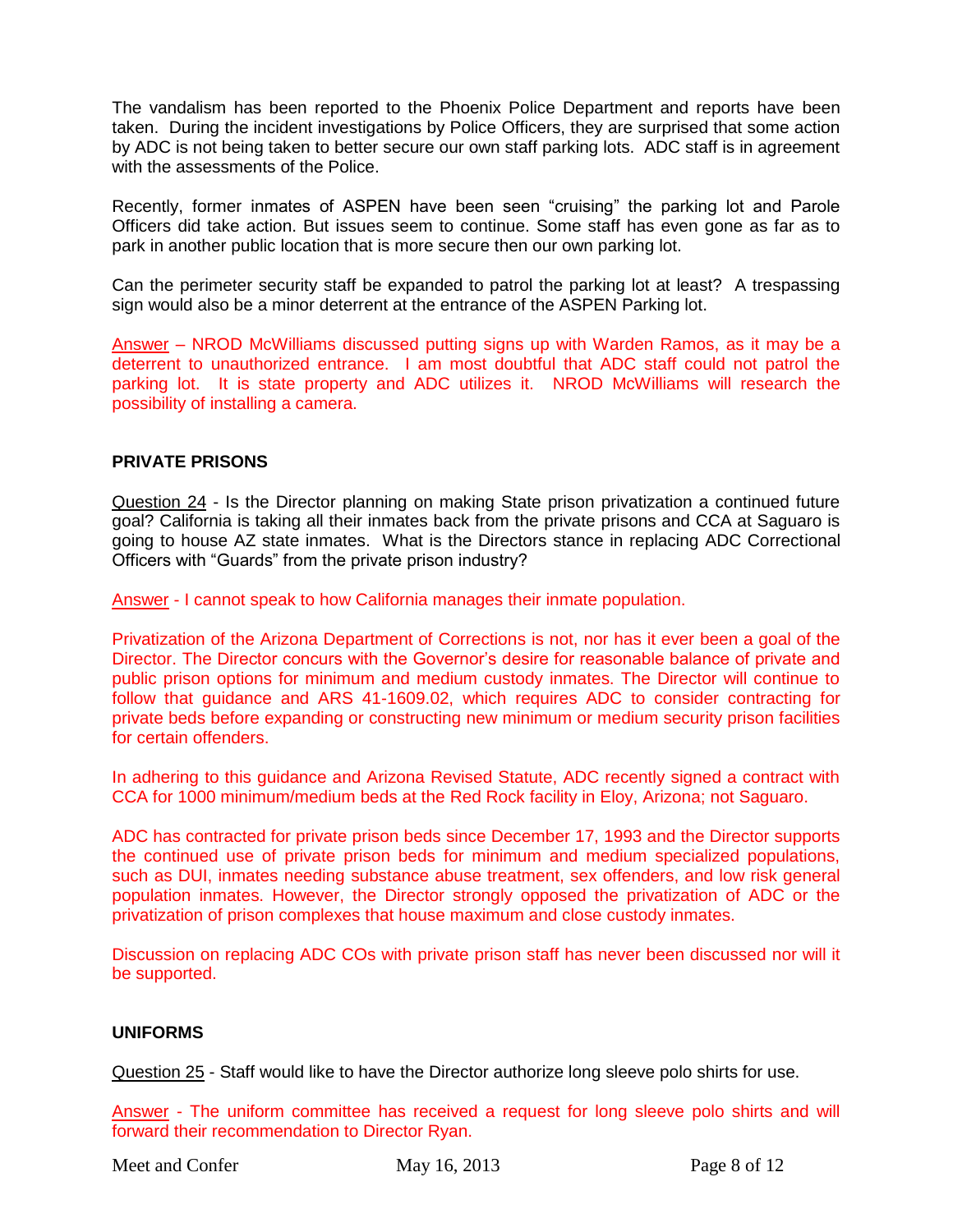The vandalism has been reported to the Phoenix Police Department and reports have been taken. During the incident investigations by Police Officers, they are surprised that some action by ADC is not being taken to better secure our own staff parking lots. ADC staff is in agreement with the assessments of the Police.

Recently, former inmates of ASPEN have been seen "cruising" the parking lot and Parole Officers did take action. But issues seem to continue. Some staff has even gone as far as to park in another public location that is more secure then our own parking lot.

Can the perimeter security staff be expanded to patrol the parking lot at least? A trespassing sign would also be a minor deterrent at the entrance of the ASPEN Parking lot.

Answer – NROD McWilliams discussed putting signs up with Warden Ramos, as it may be a deterrent to unauthorized entrance. I am most doubtful that ADC staff could not patrol the parking lot. It is state property and ADC utilizes it. NROD McWilliams will research the possibility of installing a camera.

## PRIVATE PRISONS

Question 24 - Is the Director planning on making State prison privatization a continued future goal? California is taking all their inmates back from the private prisons and CCA at Saguaro is going to house AZ state inmates. What is the Directors stance in replacing ADC Correctional Officers with "Guards" from the private prison industry?

Answer - I cannot speak to how California manages their inmate population.

Privatization of the Arizona Department of Corrections is not, nor has it ever been a goal of the Director. The Director concurs with the Governor's desire for reasonable balance of private and public prison options for minimum and medium custody inmates. The Director will continue to follow that guidance and ARS 41-1609.02, which requires ADC to consider contracting for private beds before expanding or constructing new minimum or medium security prison facilities for certain offenders.

In adhering to this guidance and Arizona Revised Statute, ADC recently signed a contract with CCA for 1000 minimum/medium beds at the Red Rock facility in Eloy, Arizona; not Saguaro.

ADC has contracted for private prison beds since December 17, 1993 and the Director supports the continued use of private prison beds for minimum and medium specialized populations, such as DUI, inmates needing substance abuse treatment, sex offenders, and low risk general population inmates. However, the Director strongly opposed the privatization of ADC or the privatization of prison complexes that house maximum and close custody inmates.

Discussion on replacing ADC COs with private prison staff has never been discussed nor will it be supported.

## UNIFORMS

Question 25 - Staff would like to have the Director authorize long sleeve polo shirts for use.

Answer - The uniform committee has received a request for long sleeve polo shirts and will forward their recommendation to Director Ryan.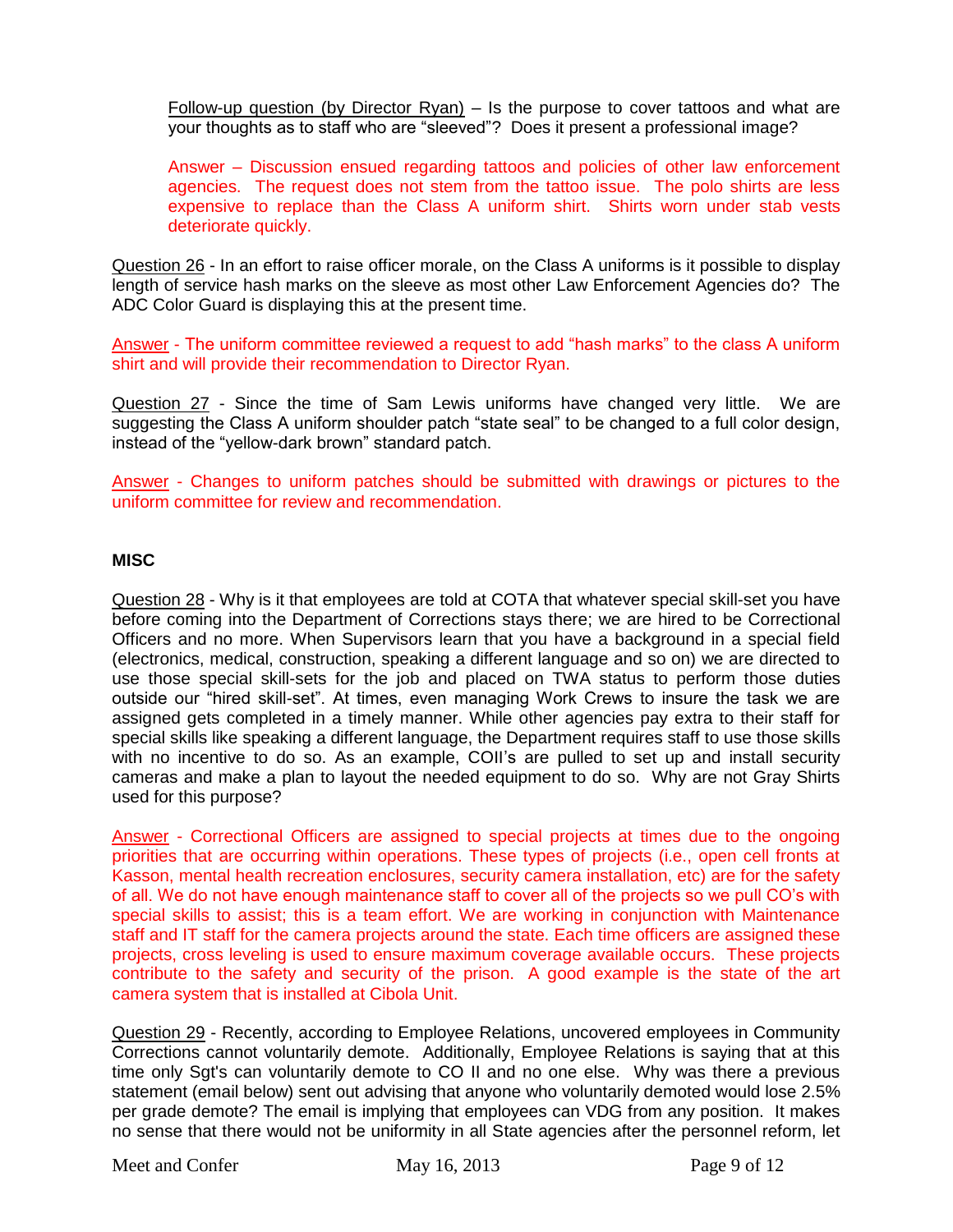Follow-up question (by Director Ryan) – Is the purpose to cover tattoos and what are your thoughts as to staff who are "sleeved"? Does it present a professional image?

Answer – Discussion ensued regarding tattoos and policies of other law enforcement agencies. The request does not stem from the tattoo issue. The polo shirts are less expensive to replace than the Class A uniform shirt. Shirts worn under stab vests deteriorate quickly.

Question 26 - In an effort to raise officer morale, on the Class A uniforms is it possible to display length of service hash marks on the sleeve as most other Law Enforcement Agencies do? The ADC Color Guard is displaying this at the present time.

Answer - The uniform committee reviewed a request to add "hash marks" to the class A uniform shirt and will provide their recommendation to Director Ryan.

Question 27 - Since the time of Sam Lewis uniforms have changed very little. We are suggesting the Class A uniform shoulder patch "state seal" to be changed to a full color design, instead of the "yellow-dark brown" standard patch.

Answer - Changes to uniform patches should be submitted with drawings or pictures to the uniform committee for review and recommendation.

**MISC**

Question 28 - Why is it that employees are told at COTA that whatever special skill-set you have before coming into the Department of Corrections stays there; we are hired to be Correctional Officers and no more. When Supervisors learn that you have a background in a special field (electronics, medical, construction, speaking a different language and so on) we are directed to use those special skill-sets for the job and placed on TWA status to perform those duties outside our "hired skill-set". At times, even managing Work Crews to insure the task we are assigned gets completed in a timely manner. While other agencies pay extra to their staff for special skills like speaking a different language, the Department requires staff to use those skills with no incentive to do so. As an example, COII's are pulled to set up and install security cameras and make a plan to layout the needed equipment to do so. Why are not Gray Shirts used for this purpose?

Answer - Correctional Officers are assigned to special projects at times due to the ongoing priorities that are occurring within operations. These types of projects (i.e., open cell fronts at Kasson, mental health recreation enclosures, security camera installation, etc) are for the safety of all. We do not have enough maintenance staff to cover all of the projects so we pull CO's with special skills to assist; this is a team effort. We are working in conjunction with Maintenance staff and IT staff for the camera projects around the state. Each time officers are assigned these projects, cross leveling is used to ensure maximum coverage available occurs. These projects contribute to the safety and security of the prison. A good example is the state of the art camera system that is installed at Cibola Unit.

Question 29 - Recently, according to Employee Relations, uncovered employees in Community Corrections cannot voluntarily demote. Additionally, Employee Relations is saying that at this time only Sgt's can voluntarily demote to CO II and no one else. Why was there a previous statement (email below) sent out advising that anyone who voluntarily demoted would lose 2.5% per grade demote? The email is implying that employees can VDG from any position. It makes no sense that there would not be uniformity in all State agencies after the personnel reform, let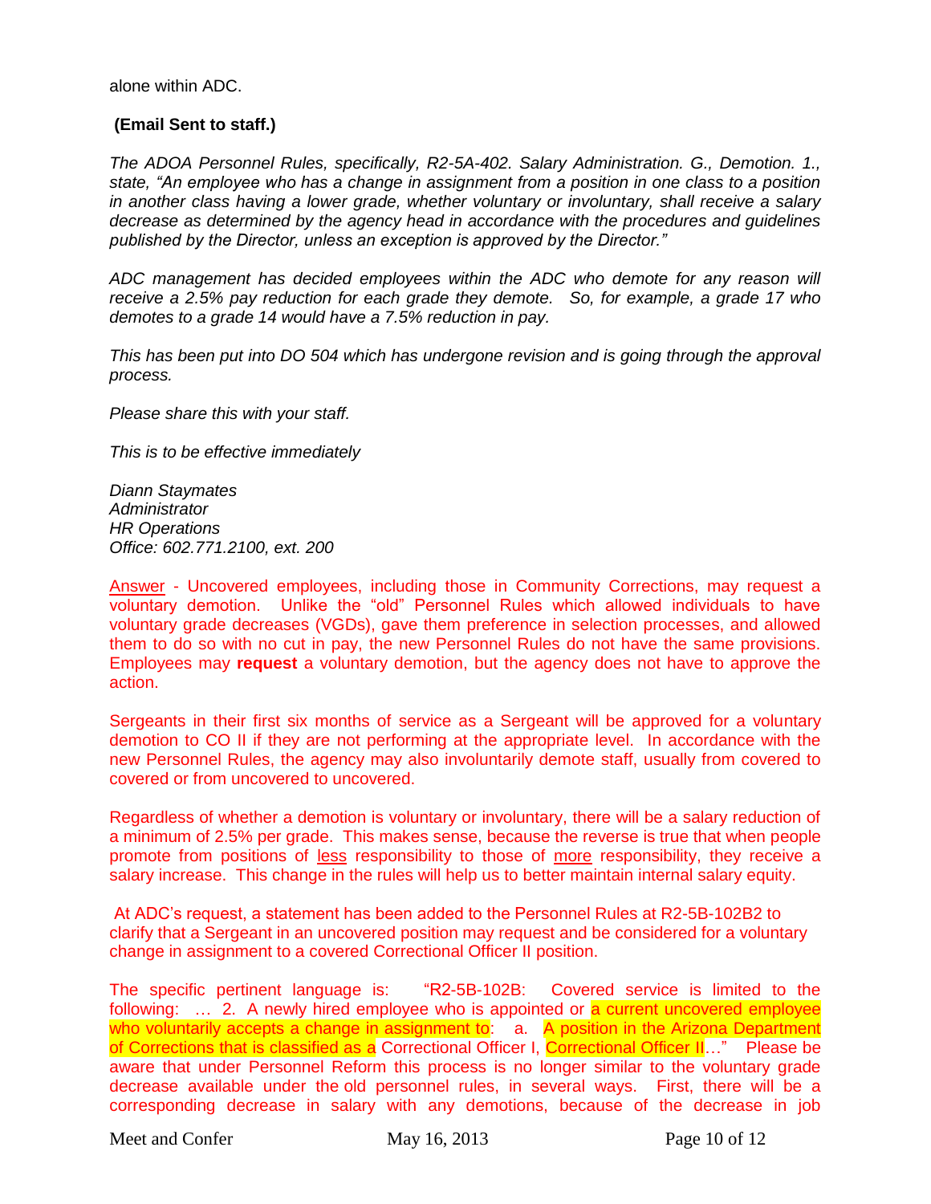alone within ADC.

**(Email Sent to staff.)**

*The ADOA Personnel Rules, specifically, R2-5A-402. Salary Administration. G., Demotion. 1., state, "An employee who has a change in assignment from a position in one class to a position in another class having a lower grade, whether voluntary or involuntary, shall receive a salary decrease as determined by the agency head in accordance with the procedures and guidelines published by the Director, unless an exception is approved by the Director."*

*ADC management has decided employees within the ADC who demote for any reason will receive a 2.5% pay reduction for each grade they demote. So, for example, a grade 17 who demotes to a grade 14 would have a 7.5% reduction in pay.*

*This has been put into DO 504 which has undergone revision and is going through the approval process.*

*Please share this with your staff.*

*This is to be effective immediately*

*Diann Staymates*
*Administrator*
*HR Operations*
*Office: 602.771.2100, ext. 200*

Answer - Uncovered employees, including those in Community Corrections, may request a voluntary demotion. Unlike the "old" Personnel Rules which allowed individuals to have voluntary grade decreases (VGDs), gave them preference in selection processes, and allowed them to do so with no cut in pay, the new Personnel Rules do not have the same provisions. Employees may **request** a voluntary demotion, but the agency does not have to approve the action.

Sergeants in their first six months of service as a Sergeant will be approved for a voluntary demotion to CO II if they are not performing at the appropriate level. In accordance with the new Personnel Rules, the agency may also involuntarily demote staff, usually from covered to covered or from uncovered to uncovered.

Regardless of whether a demotion is voluntary or involuntary, there will be a salary reduction of a minimum of 2.5% per grade. This makes sense, because the reverse is true that when people promote from positions of less responsibility to those of more responsibility, they receive a salary increase. This change in the rules will help us to better maintain internal salary equity.

At ADC's request, a statement has been added to the Personnel Rules at R2-5B-102B2 to clarify that a Sergeant in an uncovered position may request and be considered for a voluntary change in assignment to a covered Correctional Officer II position.

The specific pertinent language is: "R2-5B-102B: Covered service is limited to the following: … 2. A newly hired employee who is appointed or a current uncovered employee who voluntarily accepts a change in assignment to: a. A position in the Arizona Department of Corrections that is classified as a Correctional Officer I, Correctional Officer II…" Please be aware that under Personnel Reform this process is no longer similar to the voluntary grade decrease available under the old personnel rules, in several ways. First, there will be a corresponding decrease in salary with any demotions, because of the decrease in job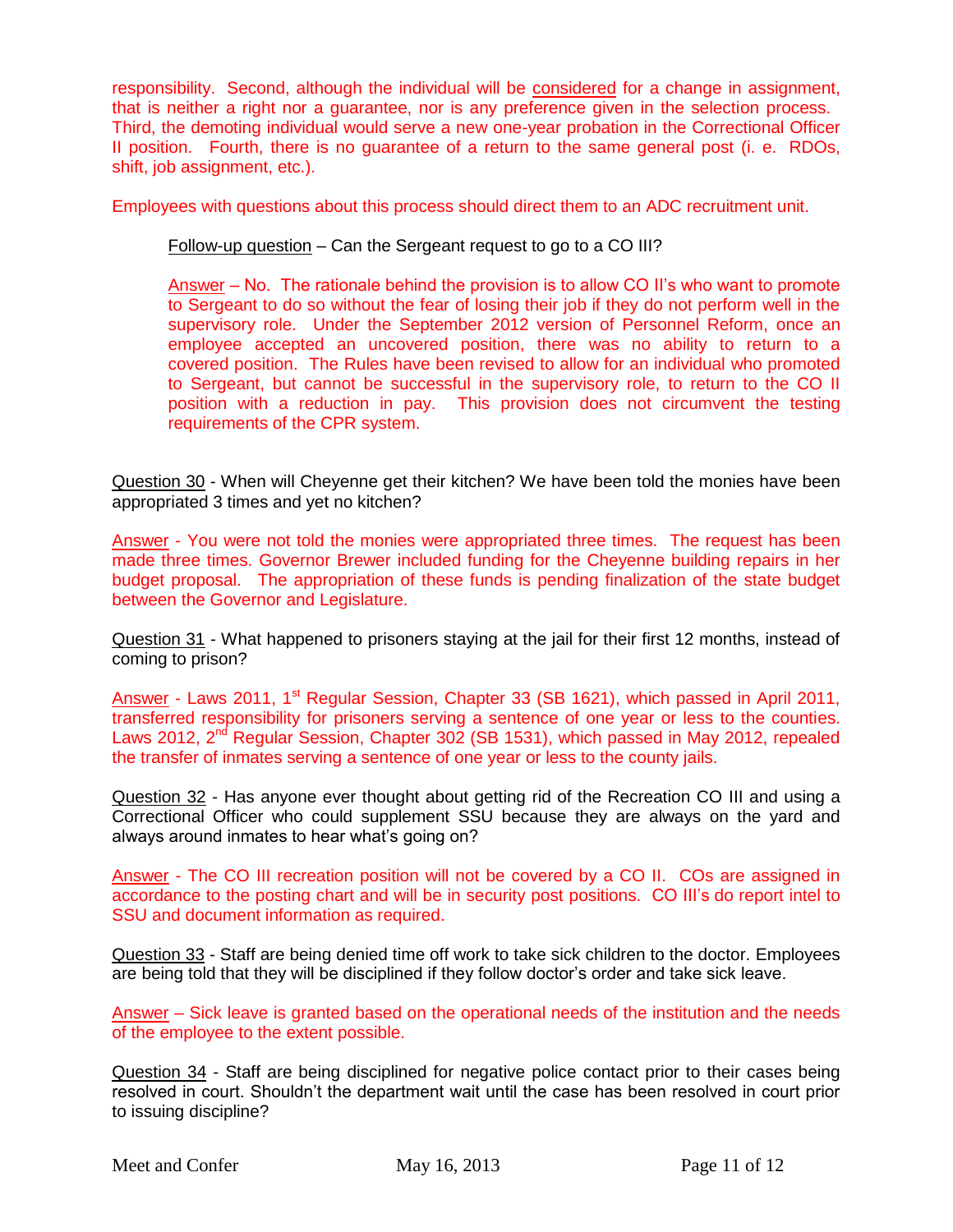responsibility. Second, although the individual will be considered for a change in assignment, that is neither a right nor a guarantee, nor is any preference given in the selection process. Third, the demoting individual would serve a new one-year probation in the Correctional Officer II position. Fourth, there is no guarantee of a return to the same general post (i. e. RDOs, shift, job assignment, etc.).

Employees with questions about this process should direct them to an ADC recruitment unit.

> Follow-up question – Can the Sergeant request to go to a CO III?
>
> Answer – No. The rationale behind the provision is to allow CO II's who want to promote to Sergeant to do so without the fear of losing their job if they do not perform well in the supervisory role. Under the September 2012 version of Personnel Reform, once an employee accepted an uncovered position, there was no ability to return to a covered position. The Rules have been revised to allow for an individual who promoted to Sergeant, but cannot be successful in the supervisory role, to return to the CO II position with a reduction in pay. This provision does not circumvent the testing requirements of the CPR system.

Question 30 - When will Cheyenne get their kitchen? We have been told the monies have been appropriated 3 times and yet no kitchen?

Answer - You were not told the monies were appropriated three times. The request has been made three times. Governor Brewer included funding for the Cheyenne building repairs in her budget proposal. The appropriation of these funds is pending finalization of the state budget between the Governor and Legislature.

Question 31 - What happened to prisoners staying at the jail for their first 12 months, instead of coming to prison?

Answer - Laws 2011, 1st Regular Session, Chapter 33 (SB 1621), which passed in April 2011, transferred responsibility for prisoners serving a sentence of one year or less to the counties. Laws 2012, 2nd Regular Session, Chapter 302 (SB 1531), which passed in May 2012, repealed the transfer of inmates serving a sentence of one year or less to the county jails.

Question 32 - Has anyone ever thought about getting rid of the Recreation CO III and using a Correctional Officer who could supplement SSU because they are always on the yard and always around inmates to hear what's going on?

Answer - The CO III recreation position will not be covered by a CO II. COs are assigned in accordance to the posting chart and will be in security post positions. CO III's do report intel to SSU and document information as required.

Question 33 - Staff are being denied time off work to take sick children to the doctor. Employees are being told that they will be disciplined if they follow doctor's order and take sick leave.

Answer – Sick leave is granted based on the operational needs of the institution and the needs of the employee to the extent possible.

Question 34 - Staff are being disciplined for negative police contact prior to their cases being resolved in court. Shouldn't the department wait until the case has been resolved in court prior to issuing discipline?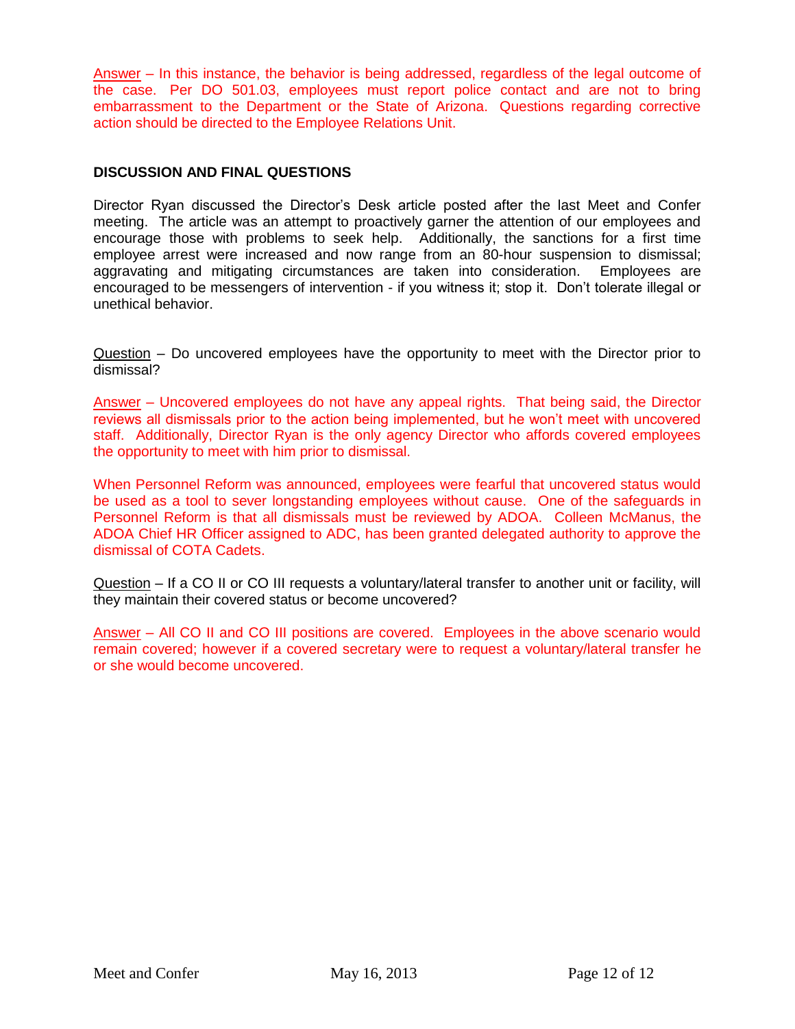Answer – In this instance, the behavior is being addressed, regardless of the legal outcome of the case. Per DO 501.03, employees must report police contact and are not to bring embarrassment to the Department or the State of Arizona. Questions regarding corrective action should be directed to the Employee Relations Unit.

**DISCUSSION AND FINAL QUESTIONS**

Director Ryan discussed the Director's Desk article posted after the last Meet and Confer meeting. The article was an attempt to proactively garner the attention of our employees and encourage those with problems to seek help. Additionally, the sanctions for a first time employee arrest were increased and now range from an 80-hour suspension to dismissal; aggravating and mitigating circumstances are taken into consideration. Employees are encouraged to be messengers of intervention - if you witness it; stop it. Don't tolerate illegal or unethical behavior.

Question – Do uncovered employees have the opportunity to meet with the Director prior to dismissal?

Answer – Uncovered employees do not have any appeal rights. That being said, the Director reviews all dismissals prior to the action being implemented, but he won't meet with uncovered staff. Additionally, Director Ryan is the only agency Director who affords covered employees the opportunity to meet with him prior to dismissal.

When Personnel Reform was announced, employees were fearful that uncovered status would be used as a tool to sever longstanding employees without cause. One of the safeguards in Personnel Reform is that all dismissals must be reviewed by ADOA. Colleen McManus, the ADOA Chief HR Officer assigned to ADC, has been granted delegated authority to approve the dismissal of COTA Cadets.

Question – If a CO II or CO III requests a voluntary/lateral transfer to another unit or facility, will they maintain their covered status or become uncovered?

Answer – All CO II and CO III positions are covered. Employees in the above scenario would remain covered; however if a covered secretary were to request a voluntary/lateral transfer he or she would become uncovered.